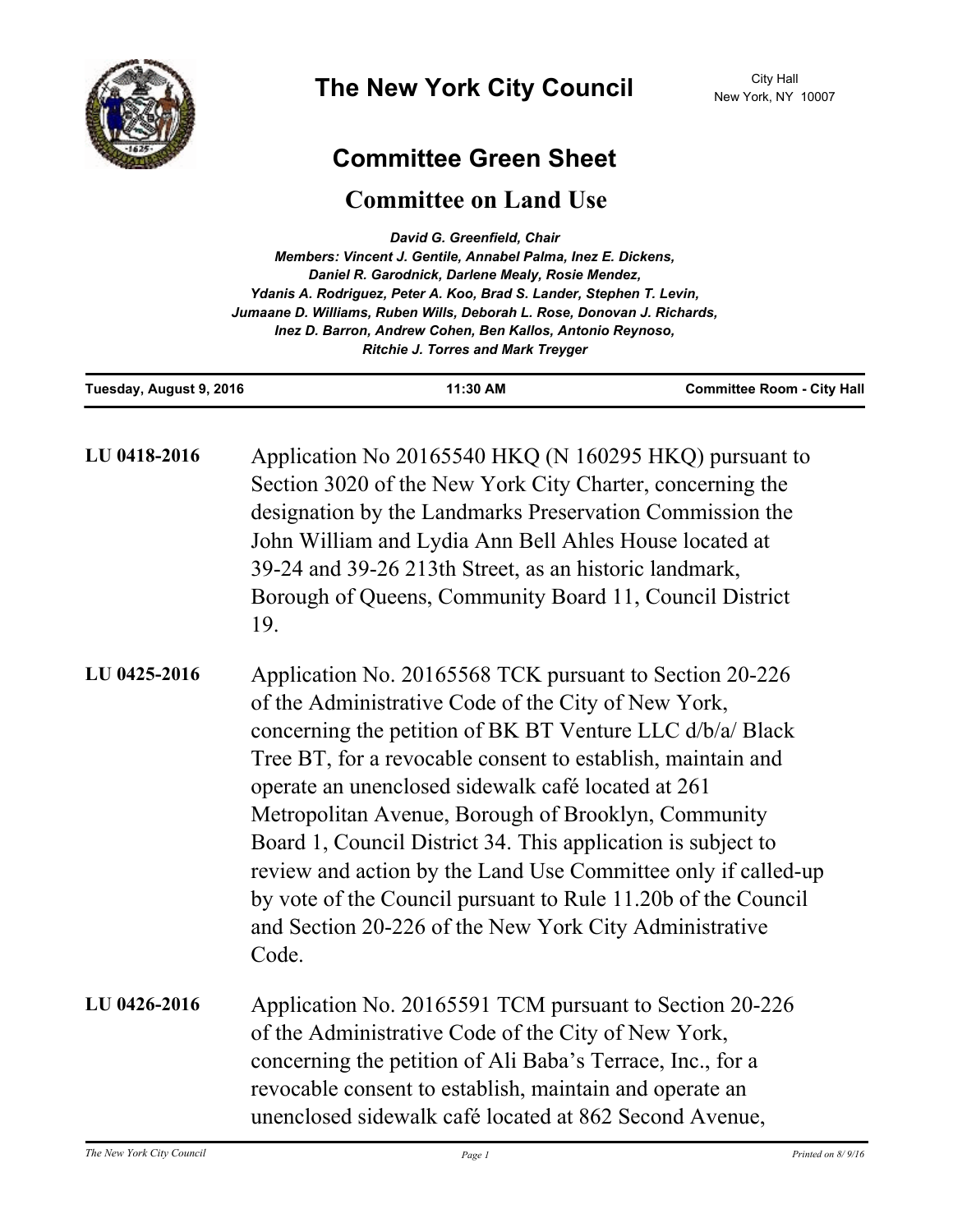# The New York City Council

City Hall
New York, NY 10007

## Committee Green Sheet

## Committee on Land Use

*David G. Greenfield, Chair*
*Members: Vincent J. Gentile, Annabel Palma, Inez E. Dickens, Daniel R. Garodnick, Darlene Mealy, Rosie Mendez, Ydanis A. Rodriguez, Peter A. Koo, Brad S. Lander, Stephen T. Levin, Jumaane D. Williams, Ruben Wills, Deborah L. Rose, Donovan J. Richards, Inez D. Barron, Andrew Cohen, Ben Kallos, Antonio Reynoso, Ritchie J. Torres and Mark Treyger*

**Tuesday, August 9, 2016** | **11:30 AM** | **Committee Room - City Hall**

**LU 0418-2016** Application No 20165540 HKQ (N 160295 HKQ) pursuant to Section 3020 of the New York City Charter, concerning the designation by the Landmarks Preservation Commission the John William and Lydia Ann Bell Ahles House located at 39-24 and 39-26 213th Street, as an historic landmark, Borough of Queens, Community Board 11, Council District 19.

**LU 0425-2016** Application No. 20165568 TCK pursuant to Section 20-226 of the Administrative Code of the City of New York, concerning the petition of BK BT Venture LLC d/b/a/ Black Tree BT, for a revocable consent to establish, maintain and operate an unenclosed sidewalk café located at 261 Metropolitan Avenue, Borough of Brooklyn, Community Board 1, Council District 34. This application is subject to review and action by the Land Use Committee only if called-up by vote of the Council pursuant to Rule 11.20b of the Council and Section 20-226 of the New York City Administrative Code.

**LU 0426-2016** Application No. 20165591 TCM pursuant to Section 20-226 of the Administrative Code of the City of New York, concerning the petition of Ali Baba's Terrace, Inc., for a revocable consent to establish, maintain and operate an unenclosed sidewalk café located at 862 Second Avenue,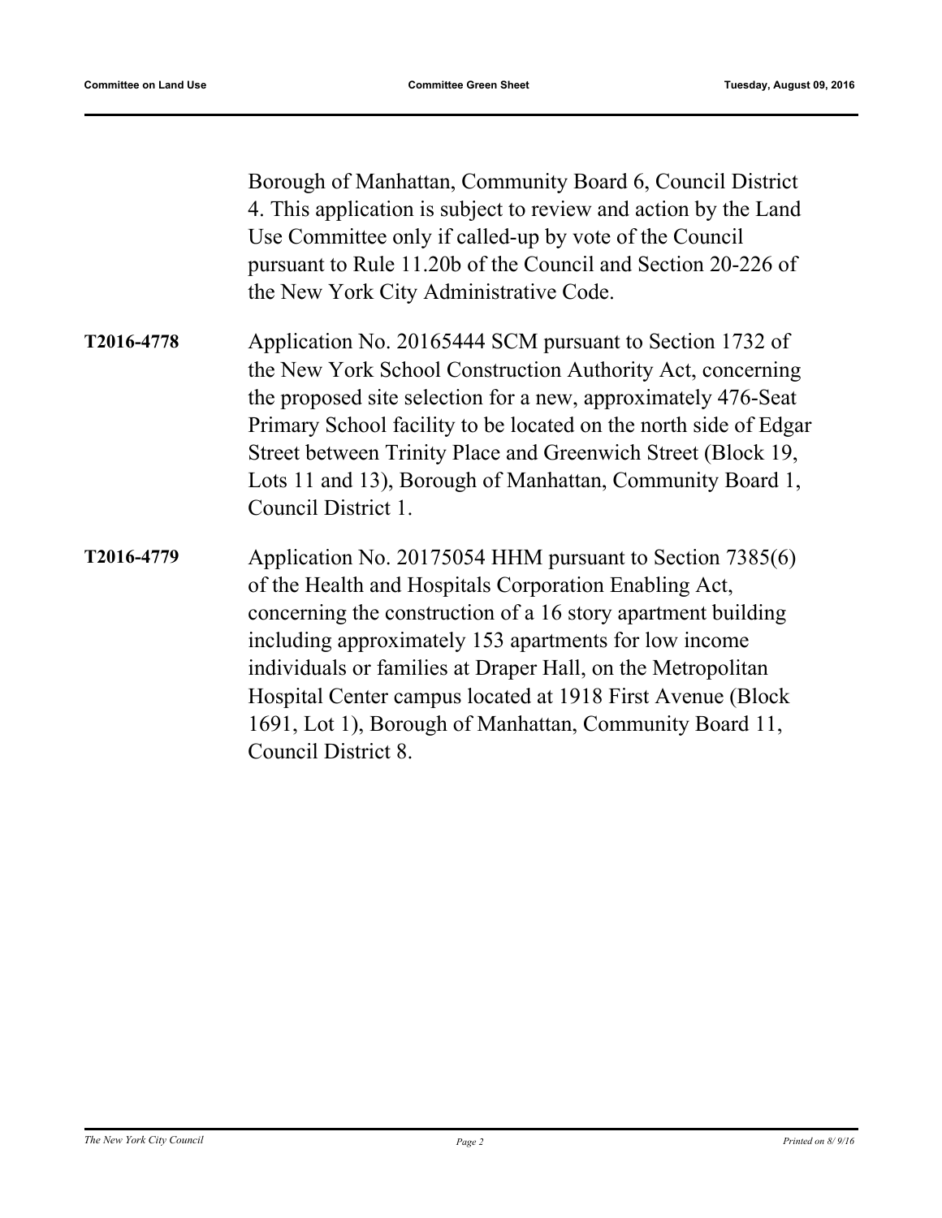Borough of Manhattan, Community Board 6, Council District 4. This application is subject to review and action by the Land Use Committee only if called-up by vote of the Council pursuant to Rule 11.20b of the Council and Section 20-226 of the New York City Administrative Code.

**T2016-4778** Application No. 20165444 SCM pursuant to Section 1732 of the New York School Construction Authority Act, concerning the proposed site selection for a new, approximately 476-Seat Primary School facility to be located on the north side of Edgar Street between Trinity Place and Greenwich Street (Block 19, Lots 11 and 13), Borough of Manhattan, Community Board 1, Council District 1.

**T2016-4779** Application No. 20175054 HHM pursuant to Section 7385(6) of the Health and Hospitals Corporation Enabling Act, concerning the construction of a 16 story apartment building including approximately 153 apartments for low income individuals or families at Draper Hall, on the Metropolitan Hospital Center campus located at 1918 First Avenue (Block 1691, Lot 1), Borough of Manhattan, Community Board 11, Council District 8.